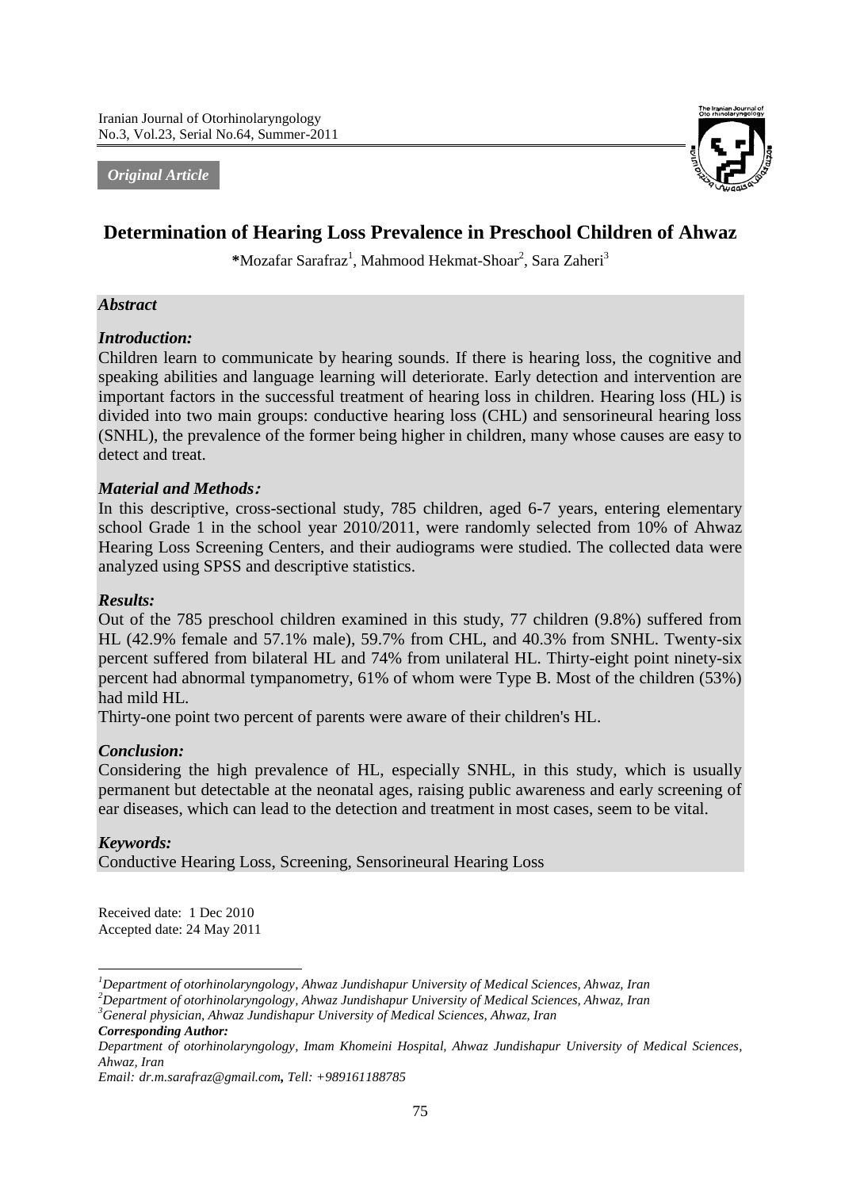*Original Article*

# Determination of Hearing Loss Prevalence in Preschool Children of Ahwaz

*Mozafar Sarafraz[1], Mahmood Hekmat-Shoar[2], Sara Zaheri[3]

## *Abstract*

### *Introduction:*

Children learn to communicate by hearing sounds. If there is hearing loss, the cognitive and speaking abilities and language learning will deteriorate. Early detection and intervention are important factors in the successful treatment of hearing loss in children. Hearing loss (HL) is divided into two main groups: conductive hearing loss (CHL) and sensorineural hearing loss (SNHL), the prevalence of the former being higher in children, many whose causes are easy to detect and treat.

### *Material and Methods:*

In this descriptive, cross-sectional study, 785 children, aged 6-7 years, entering elementary school Grade 1 in the school year 2010/2011, were randomly selected from 10% of Ahwaz Hearing Loss Screening Centers, and their audiograms were studied. The collected data were analyzed using SPSS and descriptive statistics.

### *Results:*

Out of the 785 preschool children examined in this study, 77 children (9.8%) suffered from HL (42.9% female and 57.1% male), 59.7% from CHL, and 40.3% from SNHL. Twenty-six percent suffered from bilateral HL and 74% from unilateral HL. Thirty-eight point ninety-six percent had abnormal tympanometry, 61% of whom were Type B. Most of the children (53%) had mild HL.

Thirty-one point two percent of parents were aware of their children's HL.

### *Conclusion:*

Considering the high prevalence of HL, especially SNHL, in this study, which is usually permanent but detectable at the neonatal ages, raising public awareness and early screening of ear diseases, which can lead to the detection and treatment in most cases, seem to be vital.

### *Keywords:*

Conductive Hearing Loss, Screening, Sensorineural Hearing Loss

Received date: 1 Dec 2010
Accepted date: 24 May 2011

---

[1] *Department of otorhinolaryngology, Ahwaz Jundishapur University of Medical Sciences, Ahwaz, Iran*
[2] *Department of otorhinolaryngology, Ahwaz Jundishapur University of Medical Sciences, Ahwaz, Iran*
[3] *General physician, Ahwaz Jundishapur University of Medical Sciences, Ahwaz, Iran*

***Corresponding Author:***
*Department of otorhinolaryngology, Imam Khomeini Hospital, Ahwaz Jundishapur University of Medical Sciences, Ahwaz, Iran*
*Email: dr.m.sarafraz@gmail.com, Tel: +989161188785*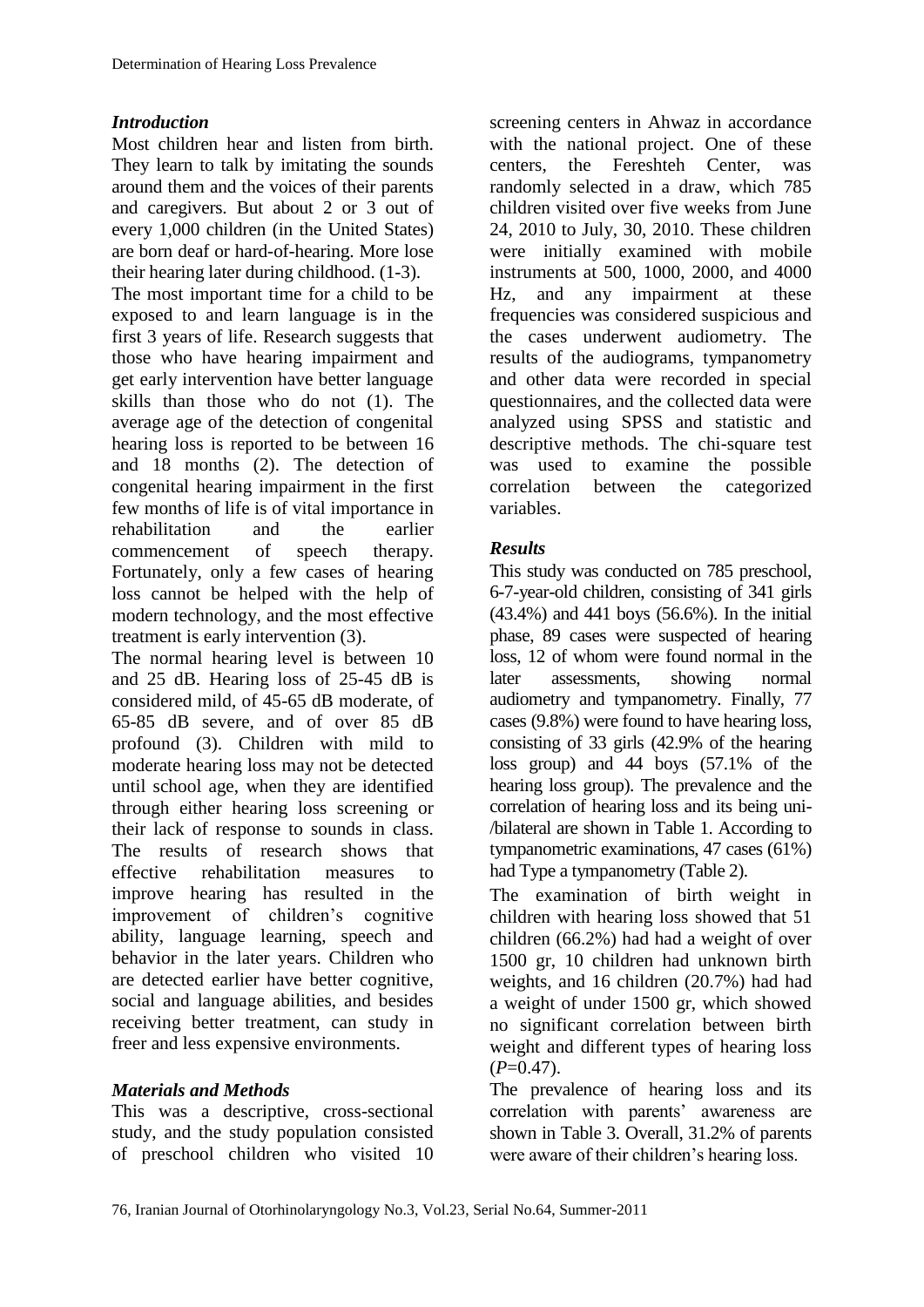## *Introduction*

Most children hear and listen from birth. They learn to talk by imitating the sounds around them and the voices of their parents and caregivers. But about 2 or 3 out of every 1,000 children (in the United States) are born deaf or hard-of-hearing. More lose their hearing later during childhood. (1-3).

The most important time for a child to be exposed to and learn language is in the first 3 years of life. Research suggests that those who have hearing impairment and get early intervention have better language skills than those who do not (1). The average age of the detection of congenital hearing loss is reported to be between 16 and 18 months (2). The detection of congenital hearing impairment in the first few months of life is of vital importance in rehabilitation and the earlier commencement of speech therapy. Fortunately, only a few cases of hearing loss cannot be helped with the help of modern technology, and the most effective treatment is early intervention (3).

The normal hearing level is between 10 and 25 dB. Hearing loss of 25-45 dB is considered mild, of 45-65 dB moderate, of 65-85 dB severe, and of over 85 dB profound (3). Children with mild to moderate hearing loss may not be detected until school age, when they are identified through either hearing loss screening or their lack of response to sounds in class. The results of research shows that effective rehabilitation measures to improve hearing has resulted in the improvement of children's cognitive ability, language learning, speech and behavior in the later years. Children who are detected earlier have better cognitive, social and language abilities, and besides receiving better treatment, can study in freer and less expensive environments.

## *Materials and Methods*

This was a descriptive, cross-sectional study, and the study population consisted of preschool children who visited 10 screening centers in Ahwaz in accordance with the national project. One of these centers, the Fereshteh Center, was randomly selected in a draw, which 785 children visited over five weeks from June 24, 2010 to July, 30, 2010. These children were initially examined with mobile instruments at 500, 1000, 2000, and 4000 Hz, and any impairment at these frequencies was considered suspicious and the cases underwent audiometry. The results of the audiograms, tympanometry and other data were recorded in special questionnaires, and the collected data were analyzed using SPSS and statistic and descriptive methods. The chi-square test was used to examine the possible correlation between the categorized variables.

## *Results*

This study was conducted on 785 preschool, 6-7-year-old children, consisting of 341 girls (43.4%) and 441 boys (56.6%). In the initial phase, 89 cases were suspected of hearing loss, 12 of whom were found normal in the later assessments, showing normal audiometry and tympanometry. Finally, 77 cases (9.8%) were found to have hearing loss, consisting of 33 girls (42.9% of the hearing loss group) and 44 boys (57.1% of the hearing loss group). The prevalence and the correlation of hearing loss and its being uni-/bilateral are shown in Table 1. According to tympanometric examinations, 47 cases (61%) had Type a tympanometry (Table 2).

The examination of birth weight in children with hearing loss showed that 51 children (66.2%) had had a weight of over 1500 gr, 10 children had unknown birth weights, and 16 children (20.7%) had had a weight of under 1500 gr, which showed no significant correlation between birth weight and different types of hearing loss (*P*=0.47).

The prevalence of hearing loss and its correlation with parents' awareness are shown in Table 3. Overall, 31.2% of parents were aware of their children's hearing loss.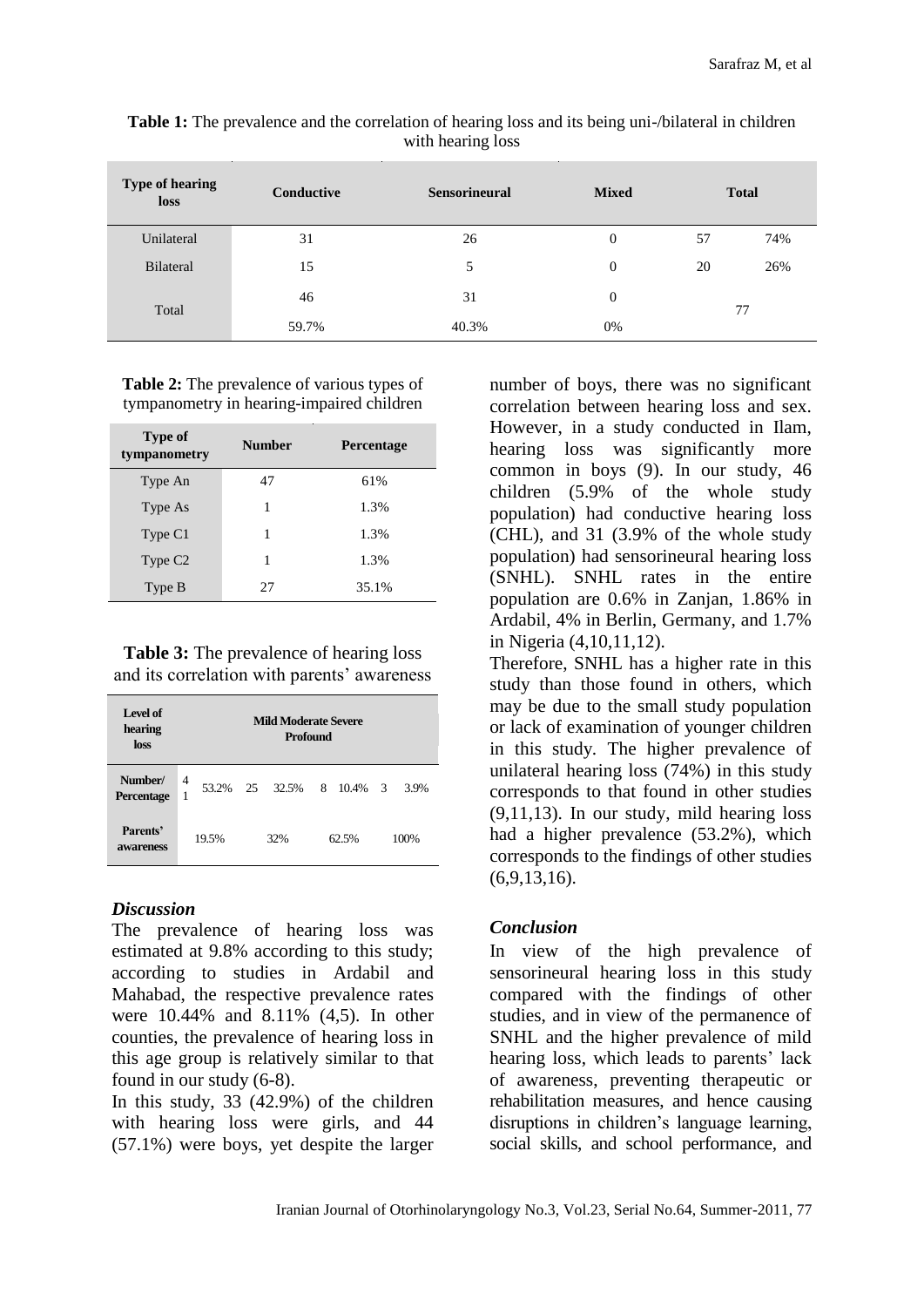**Table 1:** The prevalence and the correlation of hearing loss and its being uni-/bilateral in children with hearing loss

| Type of hearing loss | Conductive | Sensorineural | Mixed | Total | |
|---|---|---|---|---|---|
| Unilateral | 31 | 26 | 0 | 57 | 74% |
| Bilateral | 15 | 5 | 0 | 20 | 26% |
| Total | 46 | 31 | 0 | 77 | |
| | 59.7% | 40.3% | 0% | | |

**Table 2:** The prevalence of various types of tympanometry in hearing-impaired children

| Type of tympanometry | Number | Percentage |
|---|---|---|
| Type An | 47 | 61% |
| Type As | 1 | 1.3% |
| Type C1 | 1 | 1.3% |
| Type C2 | 1 | 1.3% |
| Type B | 27 | 35.1% |

**Table 3:** The prevalence of hearing loss and its correlation with parents' awareness

| Level of hearing loss | Mild | | Moderate | | Severe | | Profound | |
|---|---|---|---|---|---|---|---|---|
| Number/ Percentage | 41 | 53.2% | 25 | 32.5% | 8 | 10.4% | 3 | 3.9% |
| Parents' awareness | 19.5% | | 32% | | 62.5% | | 100% | |

### *Discussion*

The prevalence of hearing loss was estimated at 9.8% according to this study; according to studies in Ardabil and Mahabad, the respective prevalence rates were 10.44% and 8.11% (4,5). In other counties, the prevalence of hearing loss in this age group is relatively similar to that found in our study (6-8).

In this study, 33 (42.9%) of the children with hearing loss were girls, and 44 (57.1%) were boys, yet despite the larger number of boys, there was no significant correlation between hearing loss and sex. However, in a study conducted in Ilam, hearing loss was significantly more common in boys (9). In our study, 46 children (5.9% of the whole study population) had conductive hearing loss (CHL), and 31 (3.9% of the whole study population) had sensorineural hearing loss (SNHL). SNHL rates in the entire population are 0.6% in Zanjan, 1.86% in Ardabil, 4% in Berlin, Germany, and 1.7% in Nigeria (4,10,11,12).

Therefore, SNHL has a higher rate in this study than those found in others, which may be due to the small study population or lack of examination of younger children in this study. The higher prevalence of unilateral hearing loss (74%) in this study corresponds to that found in other studies (9,11,13). In our study, mild hearing loss had a higher prevalence (53.2%), which corresponds to the findings of other studies (6,9,13,16).

### *Conclusion*

In view of the high prevalence of sensorineural hearing loss in this study compared with the findings of other studies, and in view of the permanence of SNHL and the higher prevalence of mild hearing loss, which leads to parents' lack of awareness, preventing therapeutic or rehabilitation measures, and hence causing disruptions in children's language learning, social skills, and school performance, and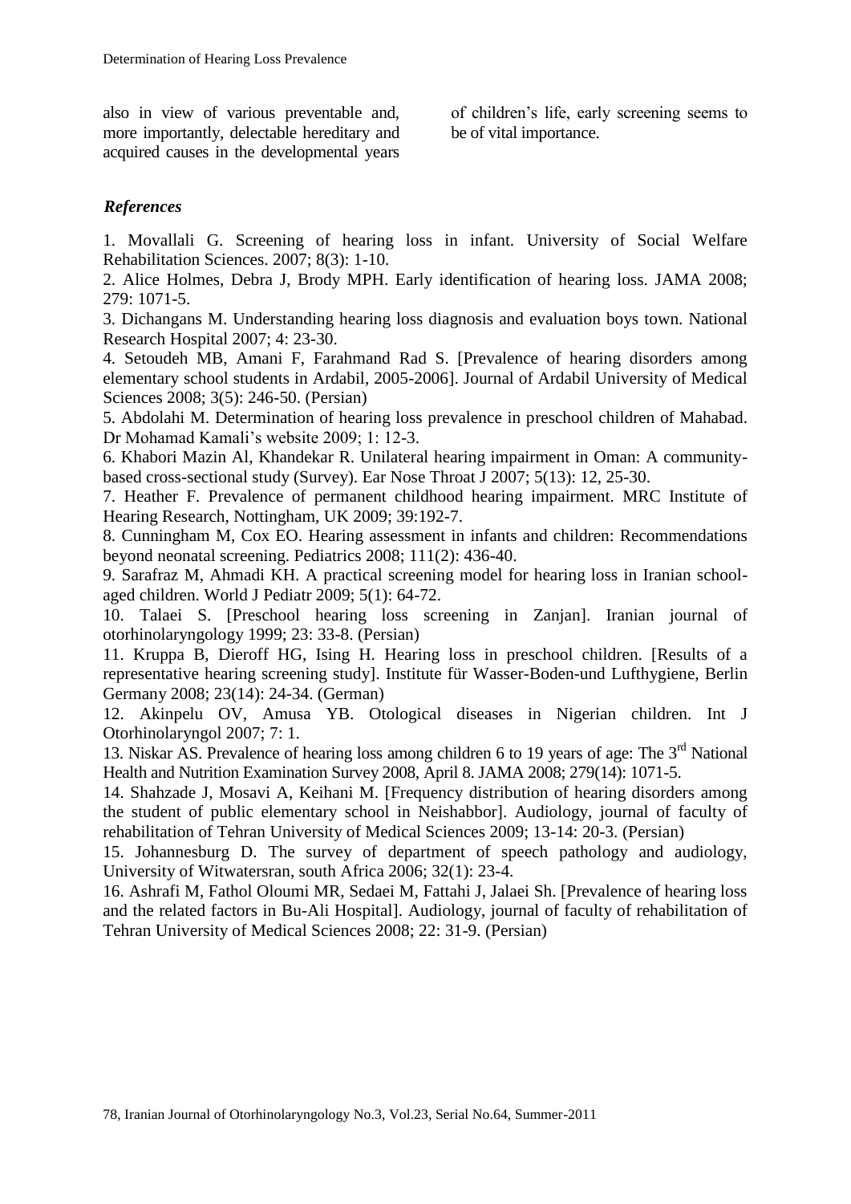also in view of various preventable and, more importantly, delectable hereditary and acquired causes in the developmental years of children's life, early screening seems to be of vital importance.

### *References*

1. Movallali G. Screening of hearing loss in infant. University of Social Welfare Rehabilitation Sciences. 2007; 8(3): 1-10.
2. Alice Holmes, Debra J, Brody MPH. Early identification of hearing loss. JAMA 2008; 279: 1071-5.
3. Dichangans M. Understanding hearing loss diagnosis and evaluation boys town. National Research Hospital 2007; 4: 23-30.
4. Setoudeh MB, Amani F, Farahmand Rad S. [Prevalence of hearing disorders among elementary school students in Ardabil, 2005-2006]. Journal of Ardabil University of Medical Sciences 2008; 3(5): 246-50. (Persian)
5. Abdolahi M. Determination of hearing loss prevalence in preschool children of Mahabad. Dr Mohamad Kamali's website 2009; 1: 12-3.
6. Khabori Mazin Al, Khandekar R. Unilateral hearing impairment in Oman: A community-based cross-sectional study (Survey). Ear Nose Throat J 2007; 5(13): 12, 25-30.
7. Heather F. Prevalence of permanent childhood hearing impairment. MRC Institute of Hearing Research, Nottingham, UK 2009; 39:192-7.
8. Cunningham M, Cox EO. Hearing assessment in infants and children: Recommendations beyond neonatal screening. Pediatrics 2008; 111(2): 436-40.
9. Sarafraz M, Ahmadi KH. A practical screening model for hearing loss in Iranian school-aged children. World J Pediatr 2009; 5(1): 64-72.
10. Talaei S. [Preschool hearing loss screening in Zanjan]. Iranian journal of otorhinolaryngology 1999; 23: 33-8. (Persian)
11. Kruppa B, Dieroff HG, Ising H. Hearing loss in preschool children. [Results of a representative hearing screening study]. Institute für Wasser-Boden-und Lufthygiene, Berlin Germany 2008; 23(14): 24-34. (German)
12. Akinpelu OV, Amusa YB. Otological diseases in Nigerian children. Int J Otorhinolaryngol 2007; 7: 1.
13. Niskar AS. Prevalence of hearing loss among children 6 to 19 years of age: The 3rd National Health and Nutrition Examination Survey 2008, April 8. JAMA 2008; 279(14): 1071-5.
14. Shahzade J, Mosavi A, Keihani M. [Frequency distribution of hearing disorders among the student of public elementary school in Neishabbor]. Audiology, journal of faculty of rehabilitation of Tehran University of Medical Sciences 2009; 13-14: 20-3. (Persian)
15. Johannesburg D. The survey of department of speech pathology and audiology, University of Witwatersran, south Africa 2006; 32(1): 23-4.
16. Ashrafi M, Fathol Oloumi MR, Sedaei M, Fattahi J, Jalaei Sh. [Prevalence of hearing loss and the related factors in Bu-Ali Hospital]. Audiology, journal of faculty of rehabilitation of Tehran University of Medical Sciences 2008; 22: 31-9. (Persian)